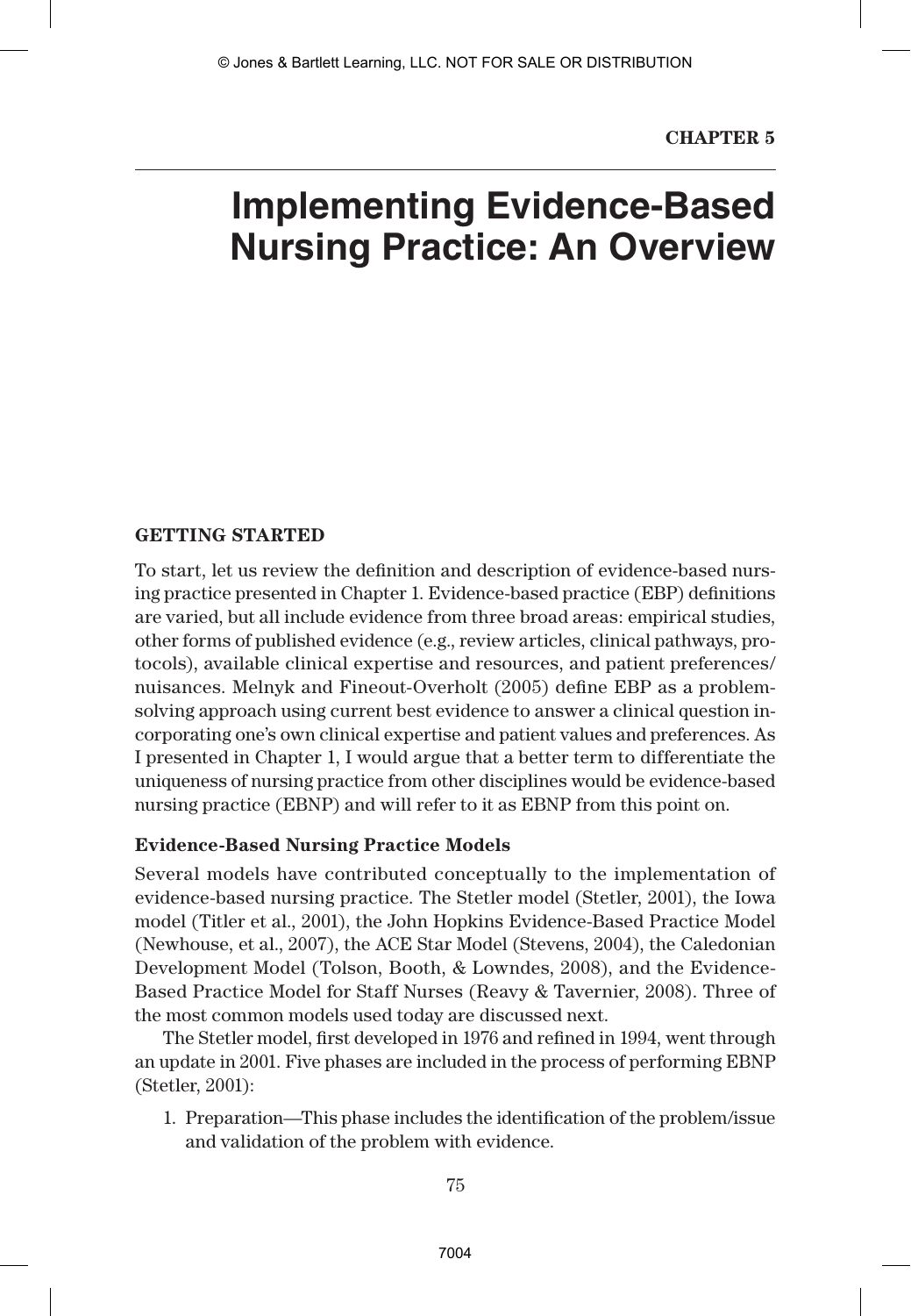CHAPTER 5

# Implementing Evidence-Based Nursing Practice: An Overview

## GETTING STARTED

To start, let us review the definition and description of evidence-based nursing practice presented in Chapter 1. Evidence-based practice (EBP) definitions are varied, but all include evidence from three broad areas: empirical studies, other forms of published evidence (e.g., review articles, clinical pathways, protocols), available clinical expertise and resources, and patient preferences/nuisances. Melnyk and Fineout-Overholt (2005) define EBP as a problem-solving approach using current best evidence to answer a clinical question incorporating one's own clinical expertise and patient values and preferences. As I presented in Chapter 1, I would argue that a better term to differentiate the uniqueness of nursing practice from other disciplines would be evidence-based nursing practice (EBNP) and will refer to it as EBNP from this point on.

### Evidence-Based Nursing Practice Models

Several models have contributed conceptually to the implementation of evidence-based nursing practice. The Stetler model (Stetler, 2001), the Iowa model (Titler et al., 2001), the John Hopkins Evidence-Based Practice Model (Newhouse, et al., 2007), the ACE Star Model (Stevens, 2004), the Caledonian Development Model (Tolson, Booth, & Lowndes, 2008), and the Evidence-Based Practice Model for Staff Nurses (Reavy & Tavernier, 2008). Three of the most common models used today are discussed next.

The Stetler model, first developed in 1976 and refined in 1994, went through an update in 2001. Five phases are included in the process of performing EBNP (Stetler, 2001):

1. Preparation—This phase includes the identification of the problem/issue and validation of the problem with evidence.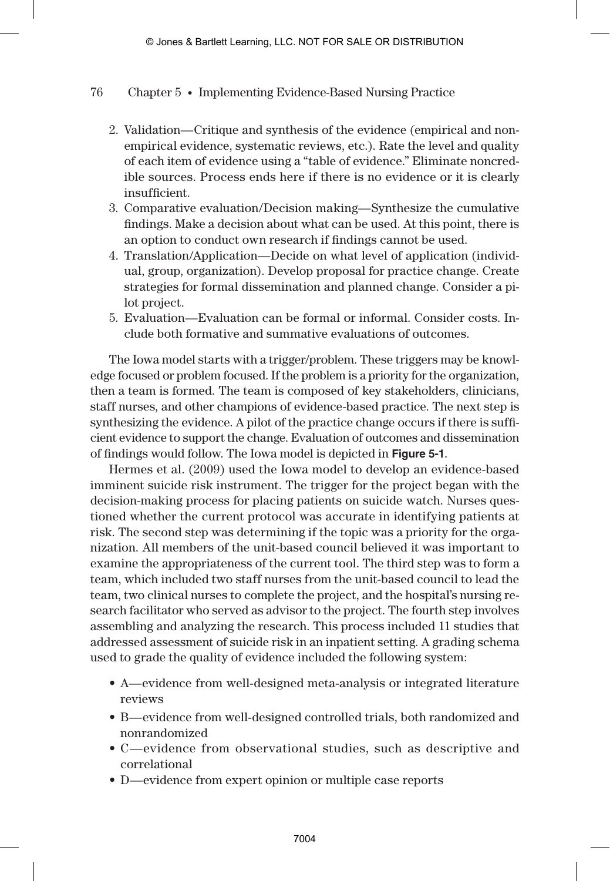2. Validation—Critique and synthesis of the evidence (empirical and nonempirical evidence, systematic reviews, etc.). Rate the level and quality of each item of evidence using a "table of evidence." Eliminate noncredible sources. Process ends here if there is no evidence or it is clearly insufficient.
3. Comparative evaluation/Decision making—Synthesize the cumulative findings. Make a decision about what can be used. At this point, there is an option to conduct own research if findings cannot be used.
4. Translation/Application—Decide on what level of application (individual, group, organization). Develop proposal for practice change. Create strategies for formal dissemination and planned change. Consider a pilot project.
5. Evaluation—Evaluation can be formal or informal. Consider costs. Include both formative and summative evaluations of outcomes.

The Iowa model starts with a trigger/problem. These triggers may be knowledge focused or problem focused. If the problem is a priority for the organization, then a team is formed. The team is composed of key stakeholders, clinicians, staff nurses, and other champions of evidence-based practice. The next step is synthesizing the evidence. A pilot of the practice change occurs if there is sufficient evidence to support the change. Evaluation of outcomes and dissemination of findings would follow. The Iowa model is depicted in **Figure 5-1**.

Hermes et al. (2009) used the Iowa model to develop an evidence-based imminent suicide risk instrument. The trigger for the project began with the decision-making process for placing patients on suicide watch. Nurses questioned whether the current protocol was accurate in identifying patients at risk. The second step was determining if the topic was a priority for the organization. All members of the unit-based council believed it was important to examine the appropriateness of the current tool. The third step was to form a team, which included two staff nurses from the unit-based council to lead the team, two clinical nurses to complete the project, and the hospital's nursing research facilitator who served as advisor to the project. The fourth step involves assembling and analyzing the research. This process included 11 studies that addressed assessment of suicide risk in an inpatient setting. A grading schema used to grade the quality of evidence included the following system:

- A—evidence from well-designed meta-analysis or integrated literature reviews
- B—evidence from well-designed controlled trials, both randomized and nonrandomized
- C—evidence from observational studies, such as descriptive and correlational
- D—evidence from expert opinion or multiple case reports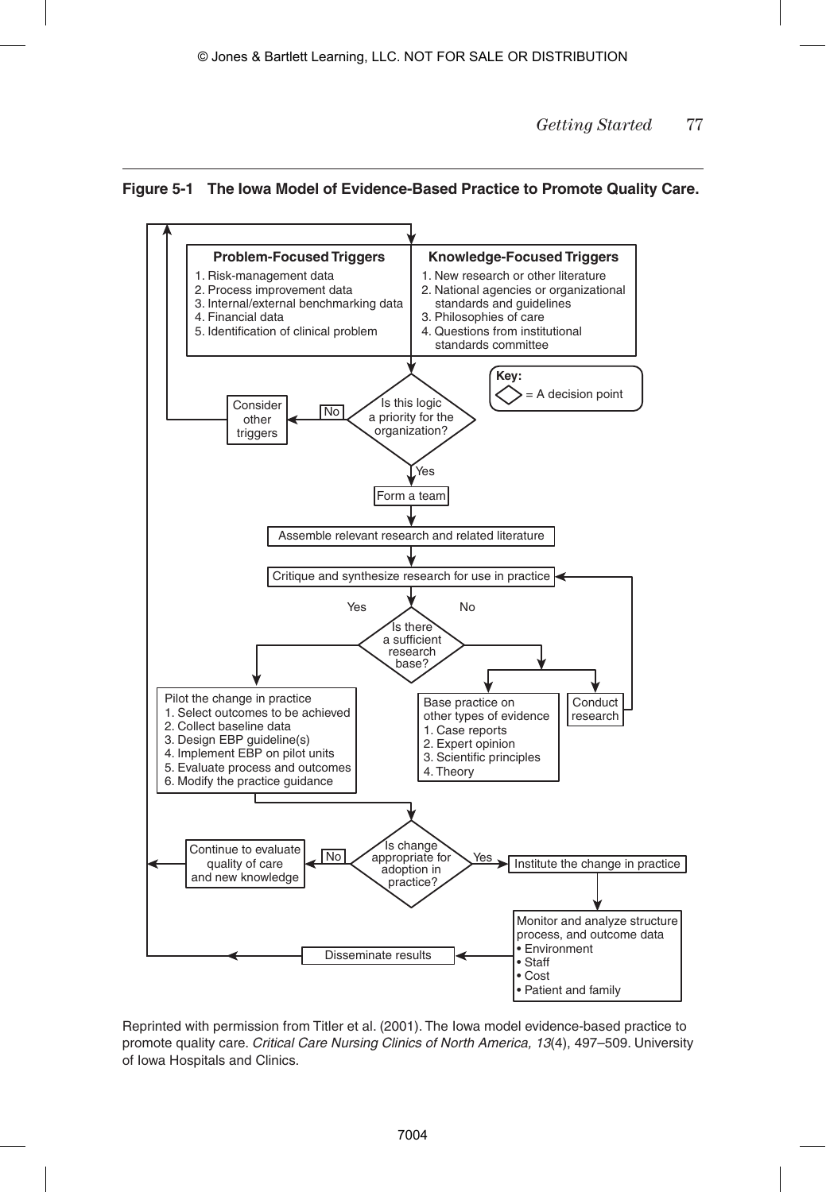**Figure 5-1 The Iowa Model of Evidence-Based Practice to Promote Quality Care.**

**Problem-Focused Triggers**
1. Risk-management data
2. Process improvement data
3. Internal/external benchmarking data
4. Financial data
5. Identification of clinical problem

**Knowledge-Focused Triggers**
1. New research or other literature
2. National agencies or organizational standards and guidelines
3. Philosophies of care
4. Questions from institutional standards committee

Key: ◇ = A decision point

Is this logic a priority for the organization?

No → Consider other triggers

Yes → Form a team

Assemble relevant research and related literature

Critique and synthesize research for use in practice

Is there a sufficient research base?

Yes → Pilot the change in practice
1. Select outcomes to be achieved
2. Collect baseline data
3. Design EBP guideline(s)
4. Implement EBP on pilot units
5. Evaluate process and outcomes
6. Modify the practice guidance

No → Base practice on other types of evidence
1. Case reports
2. Expert opinion
3. Scientific principles
4. Theory

No → Conduct research

Is change appropriate for adoption in practice?

No → Continue to evaluate quality of care and new knowledge

Yes → Institute the change in practice

Monitor and analyze structure process, and outcome data
- Environment
- Staff
- Cost
- Patient and family

Disseminate results

Reprinted with permission from Titler et al. (2001). The Iowa model evidence-based practice to promote quality care. *Critical Care Nursing Clinics of North America, 13*(4), 497–509. University of Iowa Hospitals and Clinics.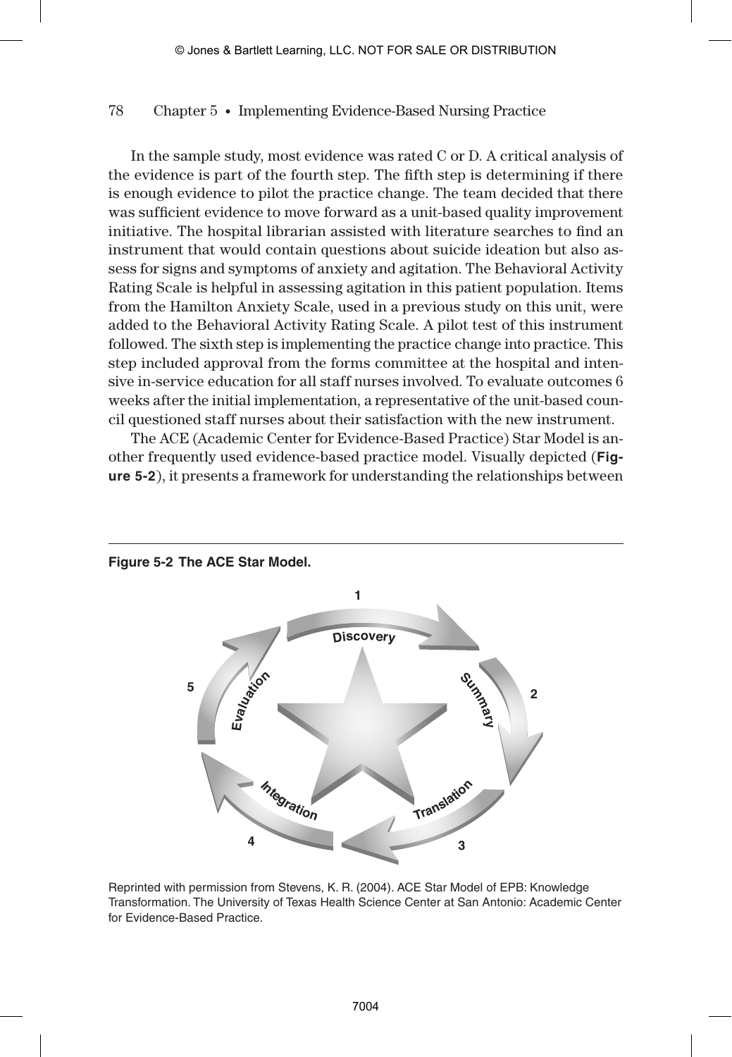In the sample study, most evidence was rated C or D. A critical analysis of the evidence is part of the fourth step. The fifth step is determining if there is enough evidence to pilot the practice change. The team decided that there was sufficient evidence to move forward as a unit-based quality improvement initiative. The hospital librarian assisted with literature searches to find an instrument that would contain questions about suicide ideation but also assess for signs and symptoms of anxiety and agitation. The Behavioral Activity Rating Scale is helpful in assessing agitation in this patient population. Items from the Hamilton Anxiety Scale, used in a previous study on this unit, were added to the Behavioral Activity Rating Scale. A pilot test of this instrument followed. The sixth step is implementing the practice change into practice. This step included approval from the forms committee at the hospital and intensive in-service education for all staff nurses involved. To evaluate outcomes 6 weeks after the initial implementation, a representative of the unit-based council questioned staff nurses about their satisfaction with the new instrument.

The ACE (Academic Center for Evidence-Based Practice) Star Model is another frequently used evidence-based practice model. Visually depicted (**Figure 5-2**), it presents a framework for understanding the relationships between

**Figure 5-2 The ACE Star Model.**

1 Discovery → 2 Summary → 3 Translation → 4 Integration → 5 Evaluation

Reprinted with permission from Stevens, K. R. (2004). ACE Star Model of EPB: Knowledge Transformation. The University of Texas Health Science Center at San Antonio: Academic Center for Evidence-Based Practice.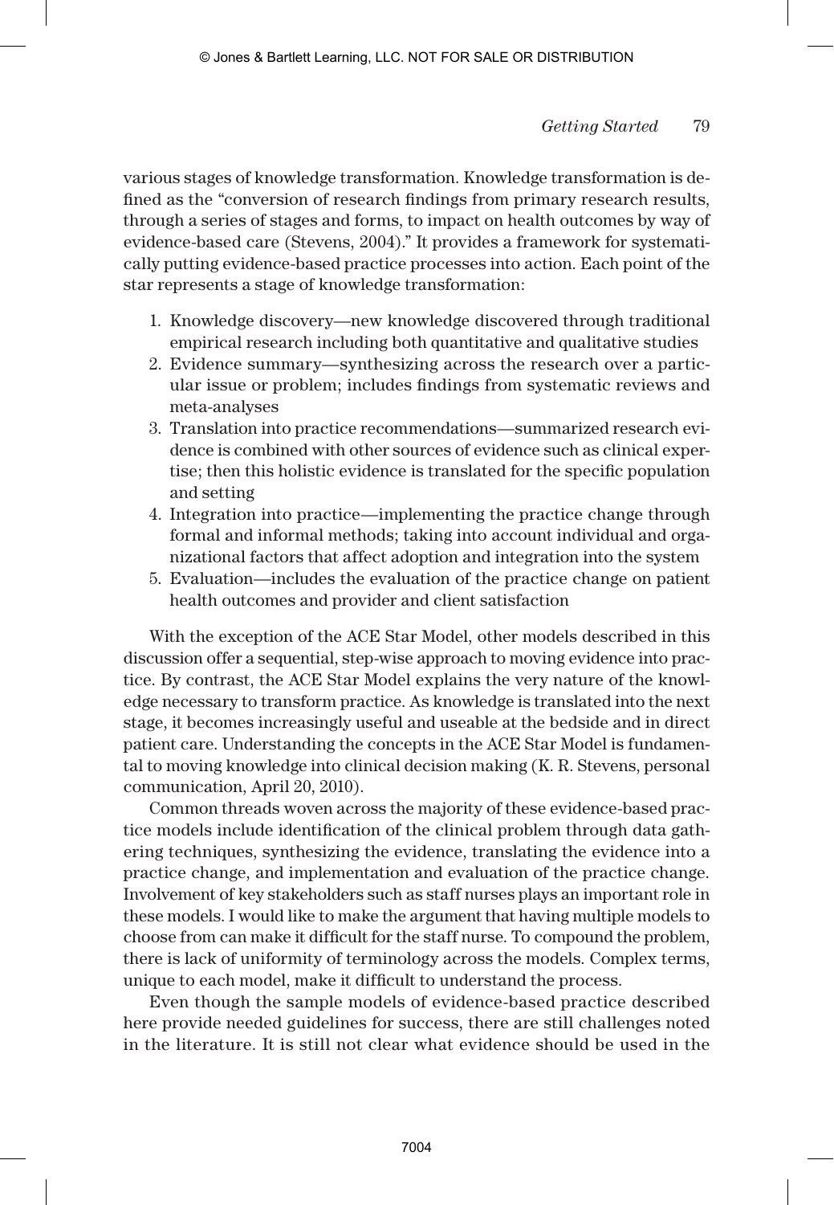various stages of knowledge transformation. Knowledge transformation is defined as the "conversion of research findings from primary research results, through a series of stages and forms, to impact on health outcomes by way of evidence-based care (Stevens, 2004)." It provides a framework for systematically putting evidence-based practice processes into action. Each point of the star represents a stage of knowledge transformation:

1. Knowledge discovery—new knowledge discovered through traditional empirical research including both quantitative and qualitative studies
2. Evidence summary—synthesizing across the research over a particular issue or problem; includes findings from systematic reviews and meta-analyses
3. Translation into practice recommendations—summarized research evidence is combined with other sources of evidence such as clinical expertise; then this holistic evidence is translated for the specific population and setting
4. Integration into practice—implementing the practice change through formal and informal methods; taking into account individual and organizational factors that affect adoption and integration into the system
5. Evaluation—includes the evaluation of the practice change on patient health outcomes and provider and client satisfaction

With the exception of the ACE Star Model, other models described in this discussion offer a sequential, step-wise approach to moving evidence into practice. By contrast, the ACE Star Model explains the very nature of the knowledge necessary to transform practice. As knowledge is translated into the next stage, it becomes increasingly useful and useable at the bedside and in direct patient care. Understanding the concepts in the ACE Star Model is fundamental to moving knowledge into clinical decision making (K. R. Stevens, personal communication, April 20, 2010).

Common threads woven across the majority of these evidence-based practice models include identification of the clinical problem through data gathering techniques, synthesizing the evidence, translating the evidence into a practice change, and implementation and evaluation of the practice change. Involvement of key stakeholders such as staff nurses plays an important role in these models. I would like to make the argument that having multiple models to choose from can make it difficult for the staff nurse. To compound the problem, there is lack of uniformity of terminology across the models. Complex terms, unique to each model, make it difficult to understand the process.

Even though the sample models of evidence-based practice described here provide needed guidelines for success, there are still challenges noted in the literature. It is still not clear what evidence should be used in the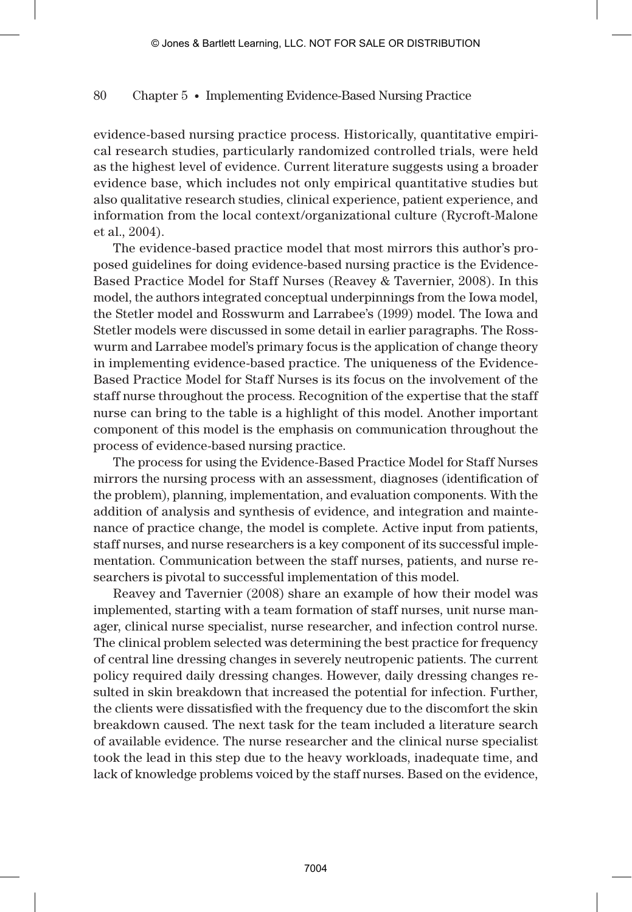evidence-based nursing practice process. Historically, quantitative empirical research studies, particularly randomized controlled trials, were held as the highest level of evidence. Current literature suggests using a broader evidence base, which includes not only empirical quantitative studies but also qualitative research studies, clinical experience, patient experience, and information from the local context/organizational culture (Rycroft-Malone et al., 2004).

The evidence-based practice model that most mirrors this author's proposed guidelines for doing evidence-based nursing practice is the Evidence-Based Practice Model for Staff Nurses (Reavey & Tavernier, 2008). In this model, the authors integrated conceptual underpinnings from the Iowa model, the Stetler model and Rosswurm and Larrabee's (1999) model. The Iowa and Stetler models were discussed in some detail in earlier paragraphs. The Rosswurm and Larrabee model's primary focus is the application of change theory in implementing evidence-based practice. The uniqueness of the Evidence-Based Practice Model for Staff Nurses is its focus on the involvement of the staff nurse throughout the process. Recognition of the expertise that the staff nurse can bring to the table is a highlight of this model. Another important component of this model is the emphasis on communication throughout the process of evidence-based nursing practice.

The process for using the Evidence-Based Practice Model for Staff Nurses mirrors the nursing process with an assessment, diagnoses (identification of the problem), planning, implementation, and evaluation components. With the addition of analysis and synthesis of evidence, and integration and maintenance of practice change, the model is complete. Active input from patients, staff nurses, and nurse researchers is a key component of its successful implementation. Communication between the staff nurses, patients, and nurse researchers is pivotal to successful implementation of this model.

Reavey and Tavernier (2008) share an example of how their model was implemented, starting with a team formation of staff nurses, unit nurse manager, clinical nurse specialist, nurse researcher, and infection control nurse. The clinical problem selected was determining the best practice for frequency of central line dressing changes in severely neutropenic patients. The current policy required daily dressing changes. However, daily dressing changes resulted in skin breakdown that increased the potential for infection. Further, the clients were dissatisfied with the frequency due to the discomfort the skin breakdown caused. The next task for the team included a literature search of available evidence. The nurse researcher and the clinical nurse specialist took the lead in this step due to the heavy workloads, inadequate time, and lack of knowledge problems voiced by the staff nurses. Based on the evidence,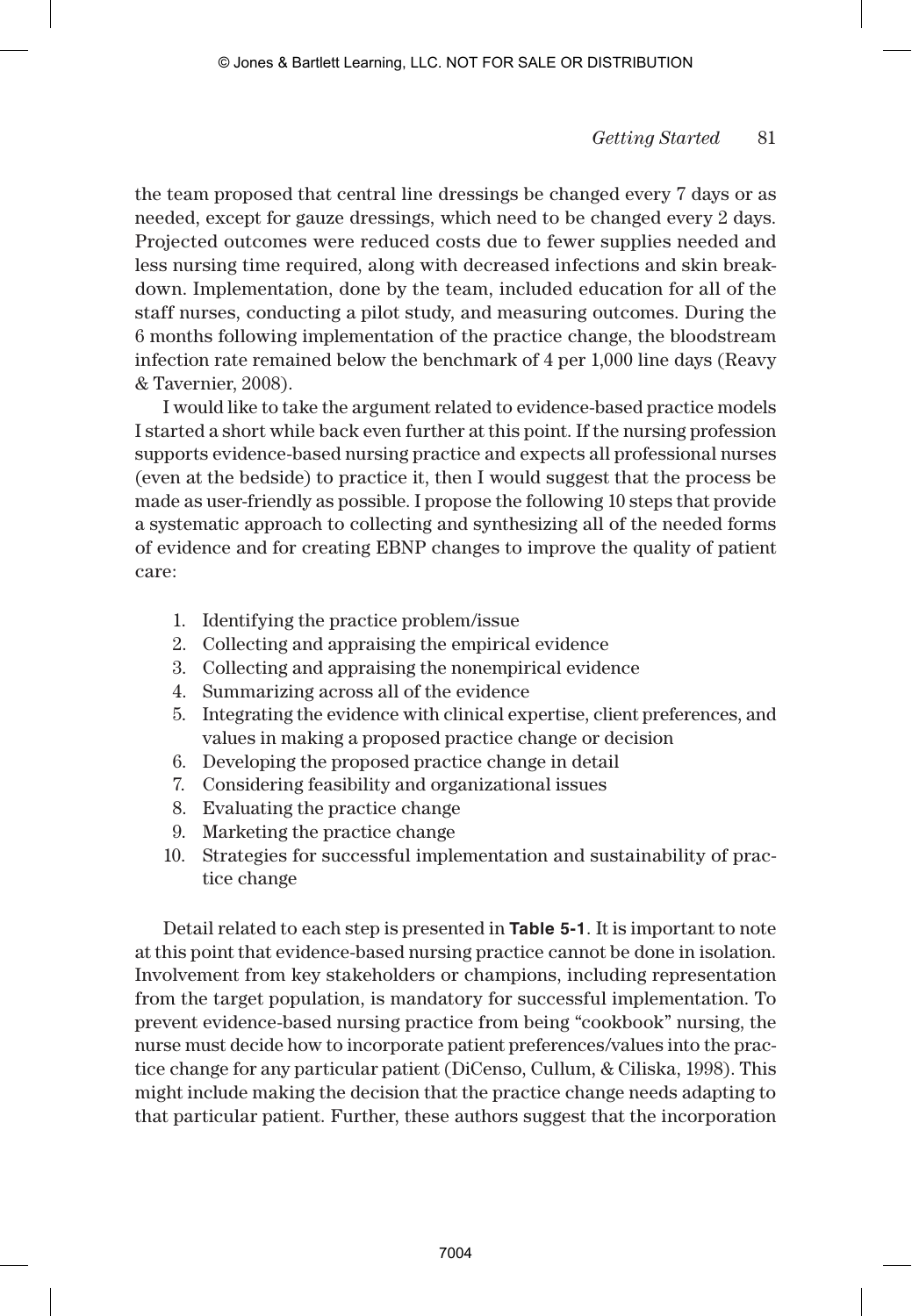the team proposed that central line dressings be changed every 7 days or as needed, except for gauze dressings, which need to be changed every 2 days. Projected outcomes were reduced costs due to fewer supplies needed and less nursing time required, along with decreased infections and skin breakdown. Implementation, done by the team, included education for all of the staff nurses, conducting a pilot study, and measuring outcomes. During the 6 months following implementation of the practice change, the bloodstream infection rate remained below the benchmark of 4 per 1,000 line days (Reavy & Tavernier, 2008).

I would like to take the argument related to evidence-based practice models I started a short while back even further at this point. If the nursing profession supports evidence-based nursing practice and expects all professional nurses (even at the bedside) to practice it, then I would suggest that the process be made as user-friendly as possible. I propose the following 10 steps that provide a systematic approach to collecting and synthesizing all of the needed forms of evidence and for creating EBNP changes to improve the quality of patient care:

1. Identifying the practice problem/issue
2. Collecting and appraising the empirical evidence
3. Collecting and appraising the nonempirical evidence
4. Summarizing across all of the evidence
5. Integrating the evidence with clinical expertise, client preferences, and values in making a proposed practice change or decision
6. Developing the proposed practice change in detail
7. Considering feasibility and organizational issues
8. Evaluating the practice change
9. Marketing the practice change
10. Strategies for successful implementation and sustainability of practice change

Detail related to each step is presented in **Table 5-1**. It is important to note at this point that evidence-based nursing practice cannot be done in isolation. Involvement from key stakeholders or champions, including representation from the target population, is mandatory for successful implementation. To prevent evidence-based nursing practice from being "cookbook" nursing, the nurse must decide how to incorporate patient preferences/values into the practice change for any particular patient (DiCenso, Cullum, & Ciliska, 1998). This might include making the decision that the practice change needs adapting to that particular patient. Further, these authors suggest that the incorporation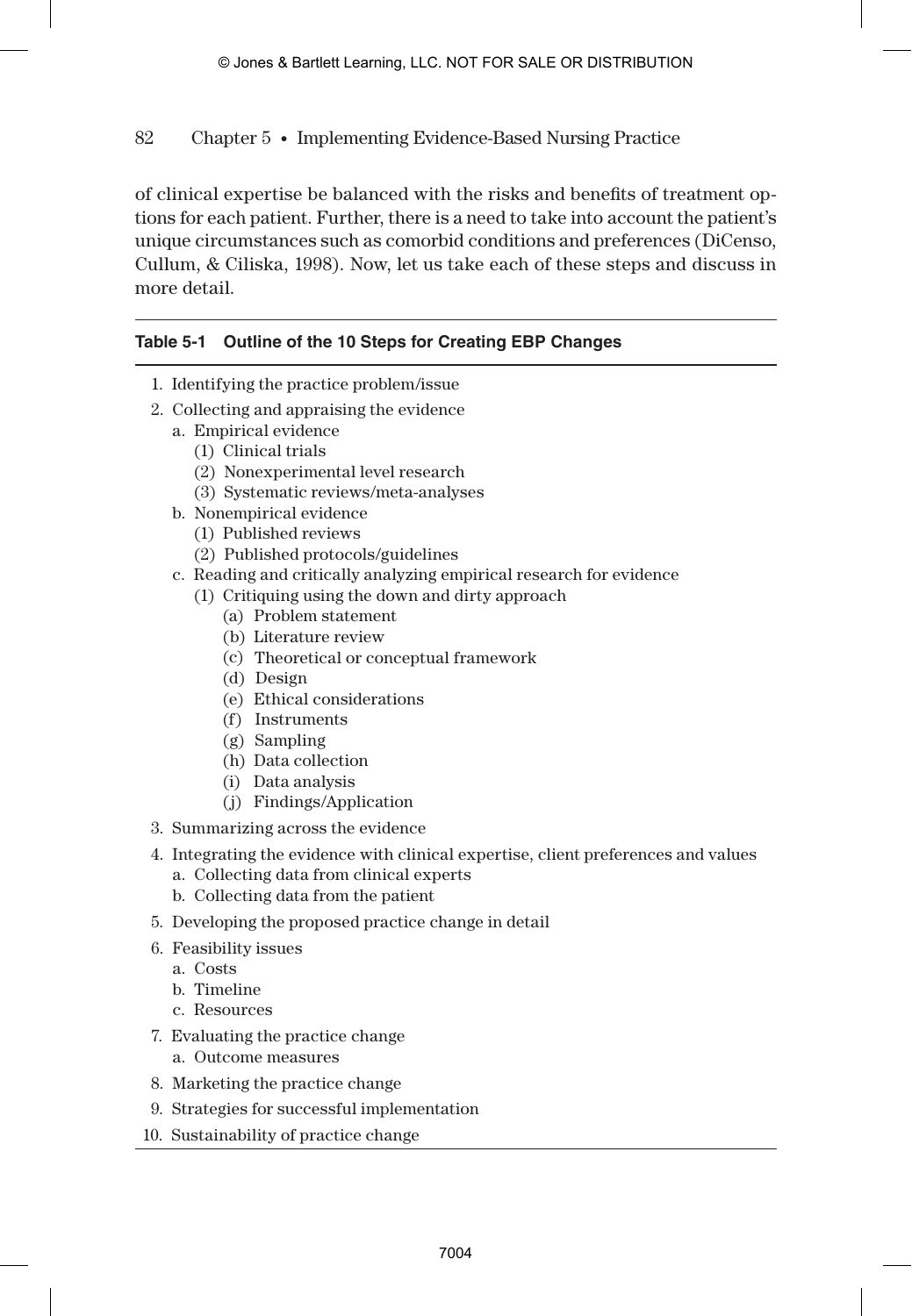of clinical expertise be balanced with the risks and benefits of treatment options for each patient. Further, there is a need to take into account the patient's unique circumstances such as comorbid conditions and preferences (DiCenso, Cullum, & Ciliska, 1998). Now, let us take each of these steps and discuss in more detail.

**Table 5-1 Outline of the 10 Steps for Creating EBP Changes**

1. Identifying the practice problem/issue
2. Collecting and appraising the evidence
   a. Empirical evidence
      (1) Clinical trials
      (2) Nonexperimental level research
      (3) Systematic reviews/meta-analyses
   b. Nonempirical evidence
      (1) Published reviews
      (2) Published protocols/guidelines
   c. Reading and critically analyzing empirical research for evidence
      (1) Critiquing using the down and dirty approach
         (a) Problem statement
         (b) Literature review
         (c) Theoretical or conceptual framework
         (d) Design
         (e) Ethical considerations
         (f) Instruments
         (g) Sampling
         (h) Data collection
         (i) Data analysis
         (j) Findings/Application
3. Summarizing across the evidence
4. Integrating the evidence with clinical expertise, client preferences and values
   a. Collecting data from clinical experts
   b. Collecting data from the patient
5. Developing the proposed practice change in detail
6. Feasibility issues
   a. Costs
   b. Timeline
   c. Resources
7. Evaluating the practice change
   a. Outcome measures
8. Marketing the practice change
9. Strategies for successful implementation
10. Sustainability of practice change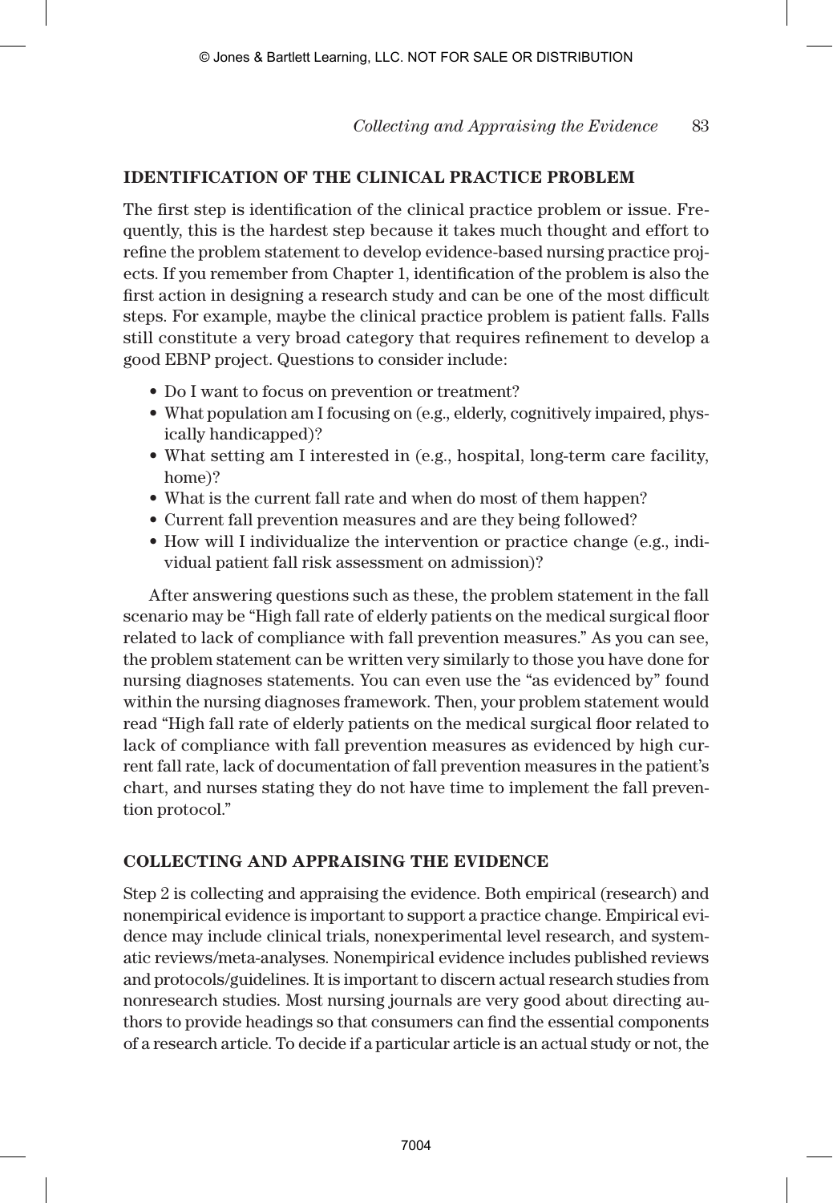## IDENTIFICATION OF THE CLINICAL PRACTICE PROBLEM

The first step is identification of the clinical practice problem or issue. Frequently, this is the hardest step because it takes much thought and effort to refine the problem statement to develop evidence-based nursing practice projects. If you remember from Chapter 1, identification of the problem is also the first action in designing a research study and can be one of the most difficult steps. For example, maybe the clinical practice problem is patient falls. Falls still constitute a very broad category that requires refinement to develop a good EBNP project. Questions to consider include:

- Do I want to focus on prevention or treatment?
- What population am I focusing on (e.g., elderly, cognitively impaired, physically handicapped)?
- What setting am I interested in (e.g., hospital, long-term care facility, home)?
- What is the current fall rate and when do most of them happen?
- Current fall prevention measures and are they being followed?
- How will I individualize the intervention or practice change (e.g., individual patient fall risk assessment on admission)?

After answering questions such as these, the problem statement in the fall scenario may be "High fall rate of elderly patients on the medical surgical floor related to lack of compliance with fall prevention measures." As you can see, the problem statement can be written very similarly to those you have done for nursing diagnoses statements. You can even use the "as evidenced by" found within the nursing diagnoses framework. Then, your problem statement would read "High fall rate of elderly patients on the medical surgical floor related to lack of compliance with fall prevention measures as evidenced by high current fall rate, lack of documentation of fall prevention measures in the patient's chart, and nurses stating they do not have time to implement the fall prevention protocol."

## COLLECTING AND APPRAISING THE EVIDENCE

Step 2 is collecting and appraising the evidence. Both empirical (research) and nonempirical evidence is important to support a practice change. Empirical evidence may include clinical trials, nonexperimental level research, and systematic reviews/meta-analyses. Nonempirical evidence includes published reviews and protocols/guidelines. It is important to discern actual research studies from nonresearch studies. Most nursing journals are very good about directing authors to provide headings so that consumers can find the essential components of a research article. To decide if a particular article is an actual study or not, the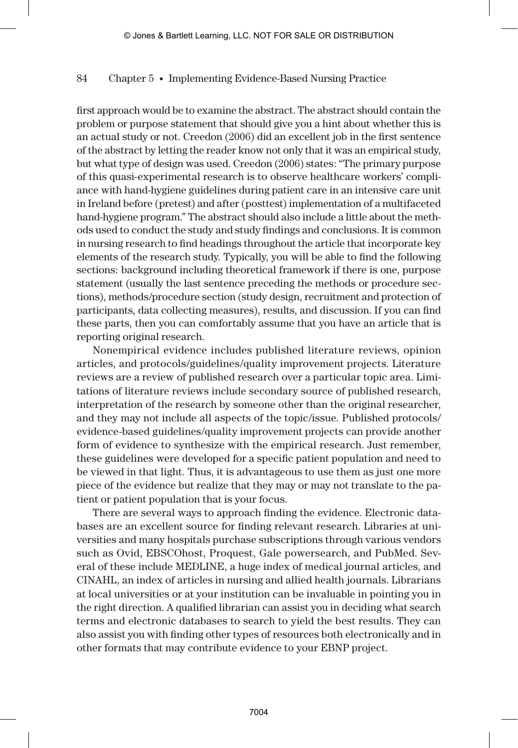first approach would be to examine the abstract. The abstract should contain the problem or purpose statement that should give you a hint about whether this is an actual study or not. Creedon (2006) did an excellent job in the first sentence of the abstract by letting the reader know not only that it was an empirical study, but what type of design was used. Creedon (2006) states: "The primary purpose of this quasi-experimental research is to observe healthcare workers' compliance with hand-hygiene guidelines during patient care in an intensive care unit in Ireland before (pretest) and after (posttest) implementation of a multifaceted hand-hygiene program." The abstract should also include a little about the methods used to conduct the study and study findings and conclusions. It is common in nursing research to find headings throughout the article that incorporate key elements of the research study. Typically, you will be able to find the following sections: background including theoretical framework if there is one, purpose statement (usually the last sentence preceding the methods or procedure sections), methods/procedure section (study design, recruitment and protection of participants, data collecting measures), results, and discussion. If you can find these parts, then you can comfortably assume that you have an article that is reporting original research.

Nonempirical evidence includes published literature reviews, opinion articles, and protocols/guidelines/quality improvement projects. Literature reviews are a review of published research over a particular topic area. Limitations of literature reviews include secondary source of published research, interpretation of the research by someone other than the original researcher, and they may not include all aspects of the topic/issue. Published protocols/evidence-based guidelines/quality improvement projects can provide another form of evidence to synthesize with the empirical research. Just remember, these guidelines were developed for a specific patient population and need to be viewed in that light. Thus, it is advantageous to use them as just one more piece of the evidence but realize that they may or may not translate to the patient or patient population that is your focus.

There are several ways to approach finding the evidence. Electronic databases are an excellent source for finding relevant research. Libraries at universities and many hospitals purchase subscriptions through various vendors such as Ovid, EBSCOhost, Proquest, Gale powersearch, and PubMed. Several of these include MEDLINE, a huge index of medical journal articles, and CINAHL, an index of articles in nursing and allied health journals. Librarians at local universities or at your institution can be invaluable in pointing you in the right direction. A qualified librarian can assist you in deciding what search terms and electronic databases to search to yield the best results. They can also assist you with finding other types of resources both electronically and in other formats that may contribute evidence to your EBNP project.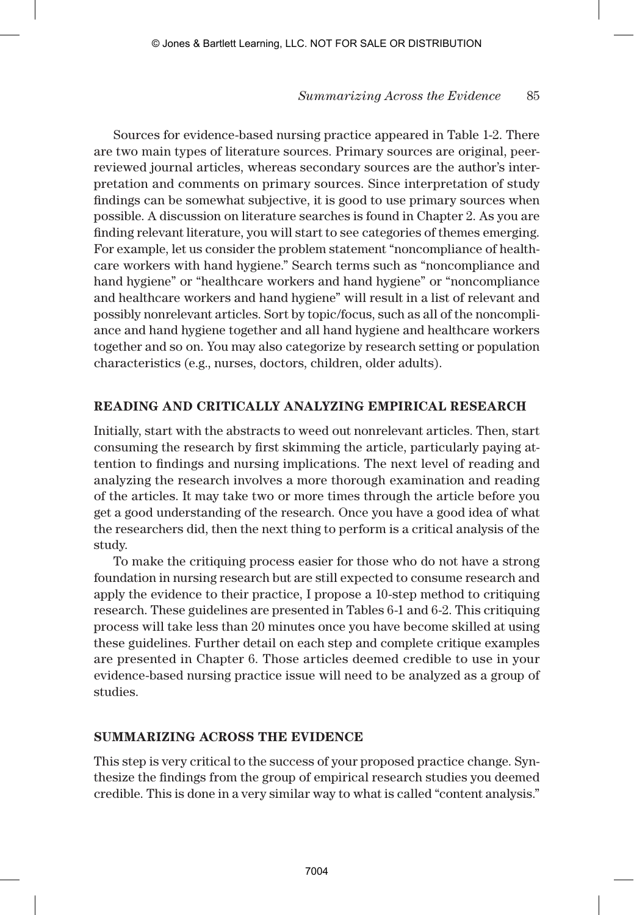Sources for evidence-based nursing practice appeared in Table 1-2. There are two main types of literature sources. Primary sources are original, peer-reviewed journal articles, whereas secondary sources are the author's interpretation and comments on primary sources. Since interpretation of study findings can be somewhat subjective, it is good to use primary sources when possible. A discussion on literature searches is found in Chapter 2. As you are finding relevant literature, you will start to see categories of themes emerging. For example, let us consider the problem statement "noncompliance of healthcare workers with hand hygiene." Search terms such as "noncompliance and hand hygiene" or "healthcare workers and hand hygiene" or "noncompliance and healthcare workers and hand hygiene" will result in a list of relevant and possibly nonrelevant articles. Sort by topic/focus, such as all of the noncompliance and hand hygiene together and all hand hygiene and healthcare workers together and so on. You may also categorize by research setting or population characteristics (e.g., nurses, doctors, children, older adults).

## READING AND CRITICALLY ANALYZING EMPIRICAL RESEARCH

Initially, start with the abstracts to weed out nonrelevant articles. Then, start consuming the research by first skimming the article, particularly paying attention to findings and nursing implications. The next level of reading and analyzing the research involves a more thorough examination and reading of the articles. It may take two or more times through the article before you get a good understanding of the research. Once you have a good idea of what the researchers did, then the next thing to perform is a critical analysis of the study.

To make the critiquing process easier for those who do not have a strong foundation in nursing research but are still expected to consume research and apply the evidence to their practice, I propose a 10-step method to critiquing research. These guidelines are presented in Tables 6-1 and 6-2. This critiquing process will take less than 20 minutes once you have become skilled at using these guidelines. Further detail on each step and complete critique examples are presented in Chapter 6. Those articles deemed credible to use in your evidence-based nursing practice issue will need to be analyzed as a group of studies.

## SUMMARIZING ACROSS THE EVIDENCE

This step is very critical to the success of your proposed practice change. Synthesize the findings from the group of empirical research studies you deemed credible. This is done in a very similar way to what is called "content analysis."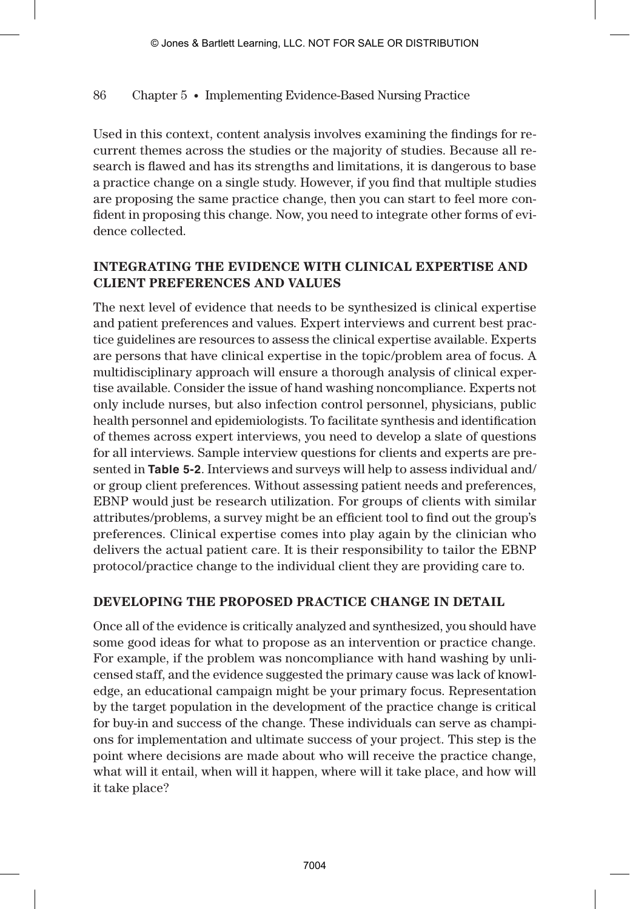Used in this context, content analysis involves examining the findings for recurrent themes across the studies or the majority of studies. Because all research is flawed and has its strengths and limitations, it is dangerous to base a practice change on a single study. However, if you find that multiple studies are proposing the same practice change, then you can start to feel more confident in proposing this change. Now, you need to integrate other forms of evidence collected.

## INTEGRATING THE EVIDENCE WITH CLINICAL EXPERTISE AND CLIENT PREFERENCES AND VALUES

The next level of evidence that needs to be synthesized is clinical expertise and patient preferences and values. Expert interviews and current best practice guidelines are resources to assess the clinical expertise available. Experts are persons that have clinical expertise in the topic/problem area of focus. A multidisciplinary approach will ensure a thorough analysis of clinical expertise available. Consider the issue of hand washing noncompliance. Experts not only include nurses, but also infection control personnel, physicians, public health personnel and epidemiologists. To facilitate synthesis and identification of themes across expert interviews, you need to develop a slate of questions for all interviews. Sample interview questions for clients and experts are presented in **Table 5-2**. Interviews and surveys will help to assess individual and/or group client preferences. Without assessing patient needs and preferences, EBNP would just be research utilization. For groups of clients with similar attributes/problems, a survey might be an efficient tool to find out the group's preferences. Clinical expertise comes into play again by the clinician who delivers the actual patient care. It is their responsibility to tailor the EBNP protocol/practice change to the individual client they are providing care to.

## DEVELOPING THE PROPOSED PRACTICE CHANGE IN DETAIL

Once all of the evidence is critically analyzed and synthesized, you should have some good ideas for what to propose as an intervention or practice change. For example, if the problem was noncompliance with hand washing by unlicensed staff, and the evidence suggested the primary cause was lack of knowledge, an educational campaign might be your primary focus. Representation by the target population in the development of the practice change is critical for buy-in and success of the change. These individuals can serve as champions for implementation and ultimate success of your project. This step is the point where decisions are made about who will receive the practice change, what will it entail, when will it happen, where will it take place, and how will it take place?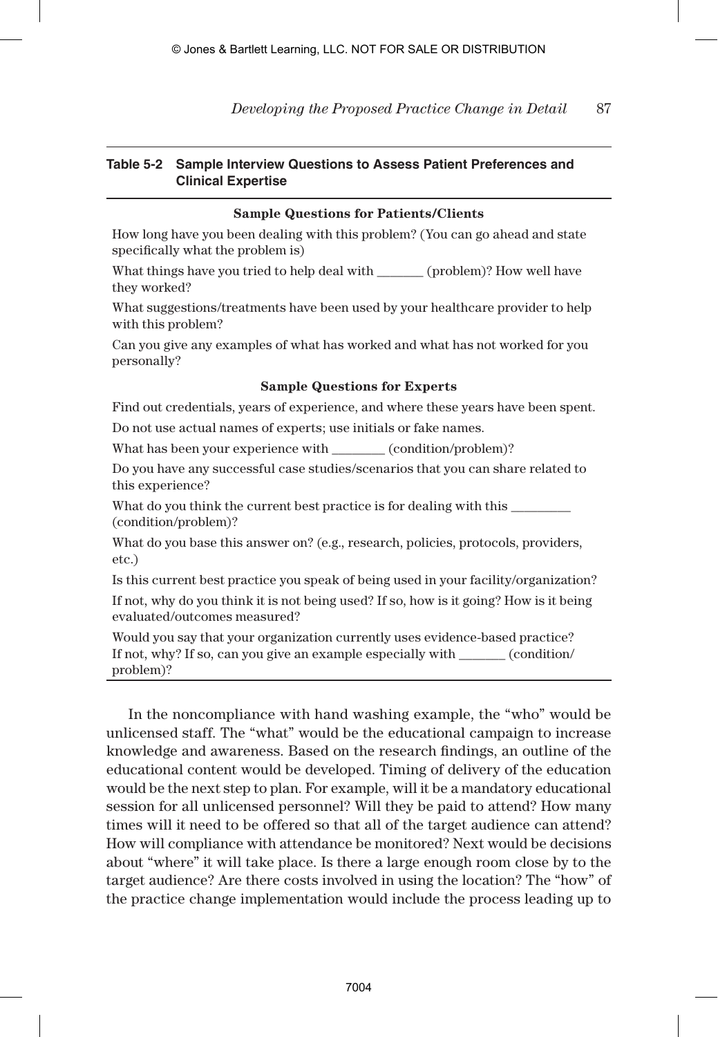**Table 5-2 Sample Interview Questions to Assess Patient Preferences and Clinical Expertise**

| Sample Questions for Patients/Clients |
|---|
| How long have you been dealing with this problem? (You can go ahead and state specifically what the problem is) |
| What things have you tried to help deal with _______ (problem)? How well have they worked? |
| What suggestions/treatments have been used by your healthcare provider to help with this problem? |
| Can you give any examples of what has worked and what has not worked for you personally? |
| **Sample Questions for Experts** |
| Find out credentials, years of experience, and where these years have been spent. |
| Do not use actual names of experts; use initials or fake names. |
| What has been your experience with ________ (condition/problem)? |
| Do you have any successful case studies/scenarios that you can share related to this experience? |
| What do you think the current best practice is for dealing with this _________ (condition/problem)? |
| What do you base this answer on? (e.g., research, policies, protocols, providers, etc.) |
| Is this current best practice you speak of being used in your facility/organization? |
| If not, why do you think it is not being used? If so, how is it going? How is it being evaluated/outcomes measured? |
| Would you say that your organization currently uses evidence-based practice? If not, why? If so, can you give an example especially with _______ (condition/problem)? |

In the noncompliance with hand washing example, the "who" would be unlicensed staff. The "what" would be the educational campaign to increase knowledge and awareness. Based on the research findings, an outline of the educational content would be developed. Timing of delivery of the education would be the next step to plan. For example, will it be a mandatory educational session for all unlicensed personnel? Will they be paid to attend? How many times will it need to be offered so that all of the target audience can attend? How will compliance with attendance be monitored? Next would be decisions about "where" it will take place. Is there a large enough room close by to the target audience? Are there costs involved in using the location? The "how" of the practice change implementation would include the process leading up to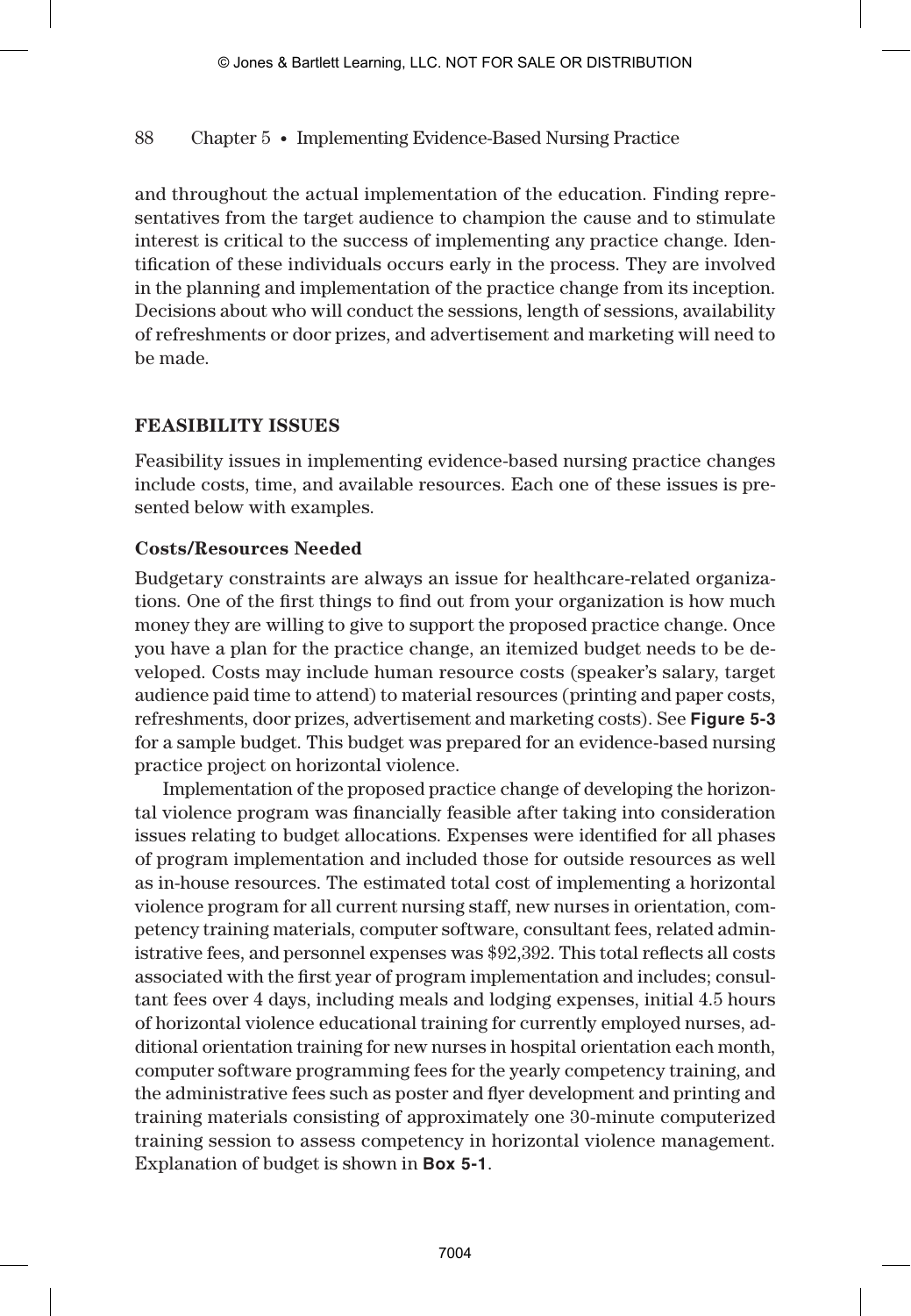and throughout the actual implementation of the education. Finding representatives from the target audience to champion the cause and to stimulate interest is critical to the success of implementing any practice change. Identification of these individuals occurs early in the process. They are involved in the planning and implementation of the practice change from its inception. Decisions about who will conduct the sessions, length of sessions, availability of refreshments or door prizes, and advertisement and marketing will need to be made.

## FEASIBILITY ISSUES

Feasibility issues in implementing evidence-based nursing practice changes include costs, time, and available resources. Each one of these issues is presented below with examples.

### Costs/Resources Needed

Budgetary constraints are always an issue for healthcare-related organizations. One of the first things to find out from your organization is how much money they are willing to give to support the proposed practice change. Once you have a plan for the practice change, an itemized budget needs to be developed. Costs may include human resource costs (speaker's salary, target audience paid time to attend) to material resources (printing and paper costs, refreshments, door prizes, advertisement and marketing costs). See **Figure 5-3** for a sample budget. This budget was prepared for an evidence-based nursing practice project on horizontal violence.

Implementation of the proposed practice change of developing the horizontal violence program was financially feasible after taking into consideration issues relating to budget allocations. Expenses were identified for all phases of program implementation and included those for outside resources as well as in-house resources. The estimated total cost of implementing a horizontal violence program for all current nursing staff, new nurses in orientation, competency training materials, computer software, consultant fees, related administrative fees, and personnel expenses was $92,392. This total reflects all costs associated with the first year of program implementation and includes; consultant fees over 4 days, including meals and lodging expenses, initial 4.5 hours of horizontal violence educational training for currently employed nurses, additional orientation training for new nurses in hospital orientation each month, computer software programming fees for the yearly competency training, and the administrative fees such as poster and flyer development and printing and training materials consisting of approximately one 30-minute computerized training session to assess competency in horizontal violence management. Explanation of budget is shown in **Box 5-1**.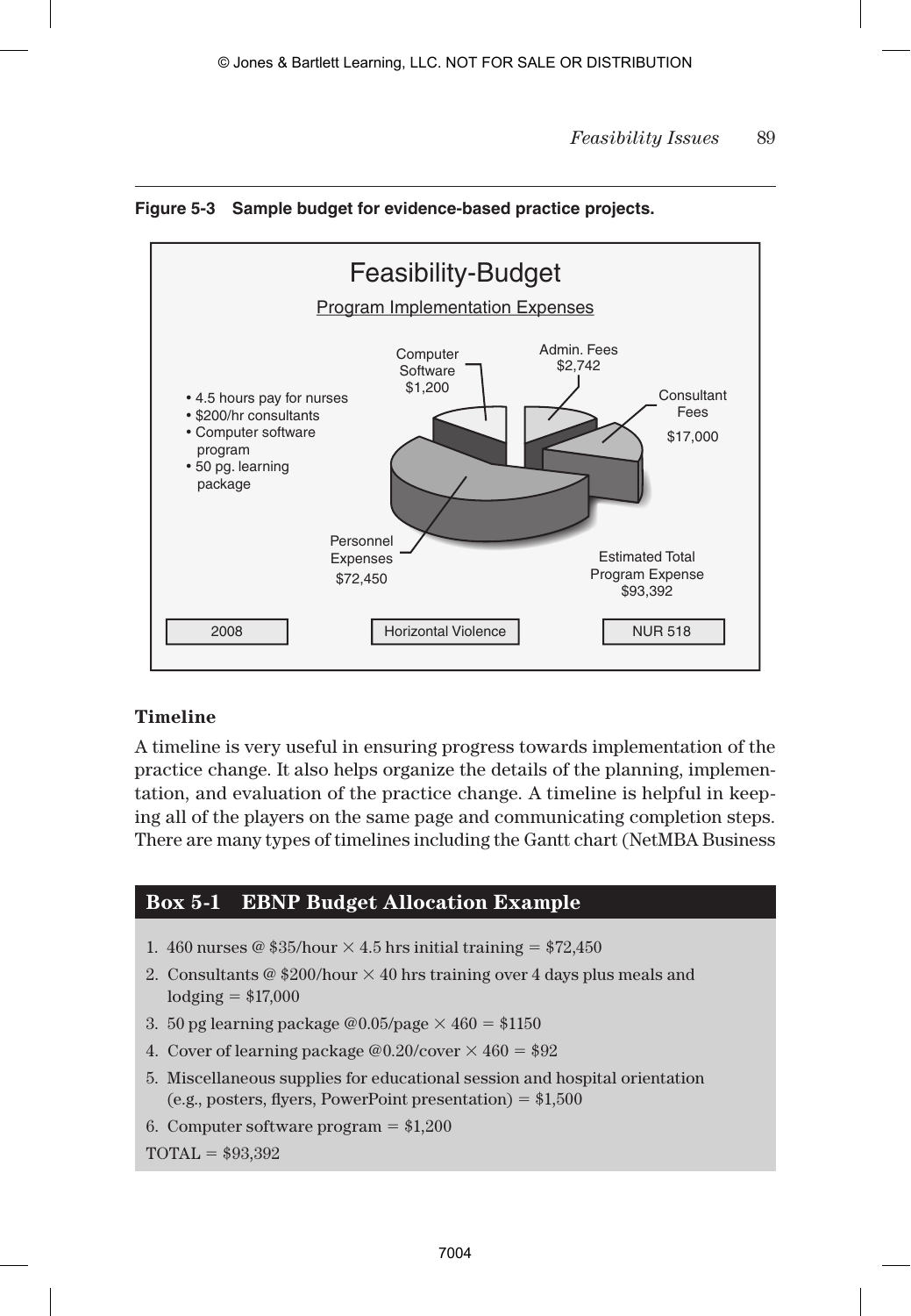**Figure 5-3 Sample budget for evidence-based practice projects.**

Feasibility-Budget

Program Implementation Expenses

- 4.5 hours pay for nurses
- $200/hr consultants
- Computer software program
- 50 pg. learning package

Computer Software $1,200

Admin. Fees $2,742

Consultant Fees $17,000

Personnel Expenses $72,450

Estimated Total Program Expense $93,392

2008 | Horizontal Violence | NUR 518

### Timeline

A timeline is very useful in ensuring progress towards implementation of the practice change. It also helps organize the details of the planning, implementation, and evaluation of the practice change. A timeline is helpful in keeping all of the players on the same page and communicating completion steps. There are many types of timelines including the Gantt chart (NetMBA Business

### Box 5-1 EBNP Budget Allocation Example

1. 460 nurses @ $35/hour × 4.5 hrs initial training = $72,450
2. Consultants @ $200/hour × 40 hrs training over 4 days plus meals and lodging = $17,000
3. 50 pg learning package @0.05/page × 460 = $1150
4. Cover of learning package @0.20/cover × 460 = $92
5. Miscellaneous supplies for educational session and hospital orientation (e.g., posters, flyers, PowerPoint presentation) = $1,500
6. Computer software program = $1,200

TOTAL = $93,392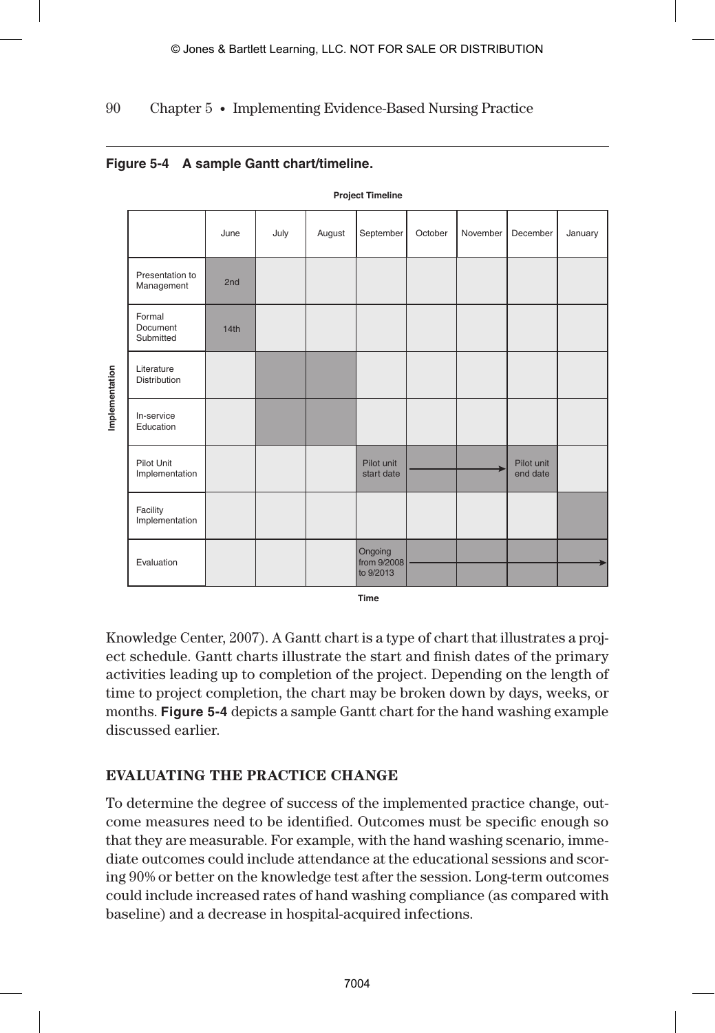**Figure 5-4 A sample Gantt chart/timeline.**

**Project Timeline**

| Implementation | June | July | August | September | October | November | December | January |
|---|---|---|---|---|---|---|---|---|
| Presentation to Management | 2nd | | | | | | | |
| Formal Document Submitted | 14th | | | | | | | |
| Literature Distribution | | ■ | ■ | | | | | |
| In-service Education | | ■ | ■ | | | | | |
| Pilot Unit Implementation | | | | Pilot unit start date | → | → | Pilot unit end date | |
| Facility Implementation | | | | | | | | ■ |
| Evaluation | | | | Ongoing from 9/2008 to 9/2013 | → | → | → | → |

**Time**

Knowledge Center, 2007). A Gantt chart is a type of chart that illustrates a project schedule. Gantt charts illustrate the start and finish dates of the primary activities leading up to completion of the project. Depending on the length of time to project completion, the chart may be broken down by days, weeks, or months. **Figure 5-4** depicts a sample Gantt chart for the hand washing example discussed earlier.

## EVALUATING THE PRACTICE CHANGE

To determine the degree of success of the implemented practice change, outcome measures need to be identified. Outcomes must be specific enough so that they are measurable. For example, with the hand washing scenario, immediate outcomes could include attendance at the educational sessions and scoring 90% or better on the knowledge test after the session. Long-term outcomes could include increased rates of hand washing compliance (as compared with baseline) and a decrease in hospital-acquired infections.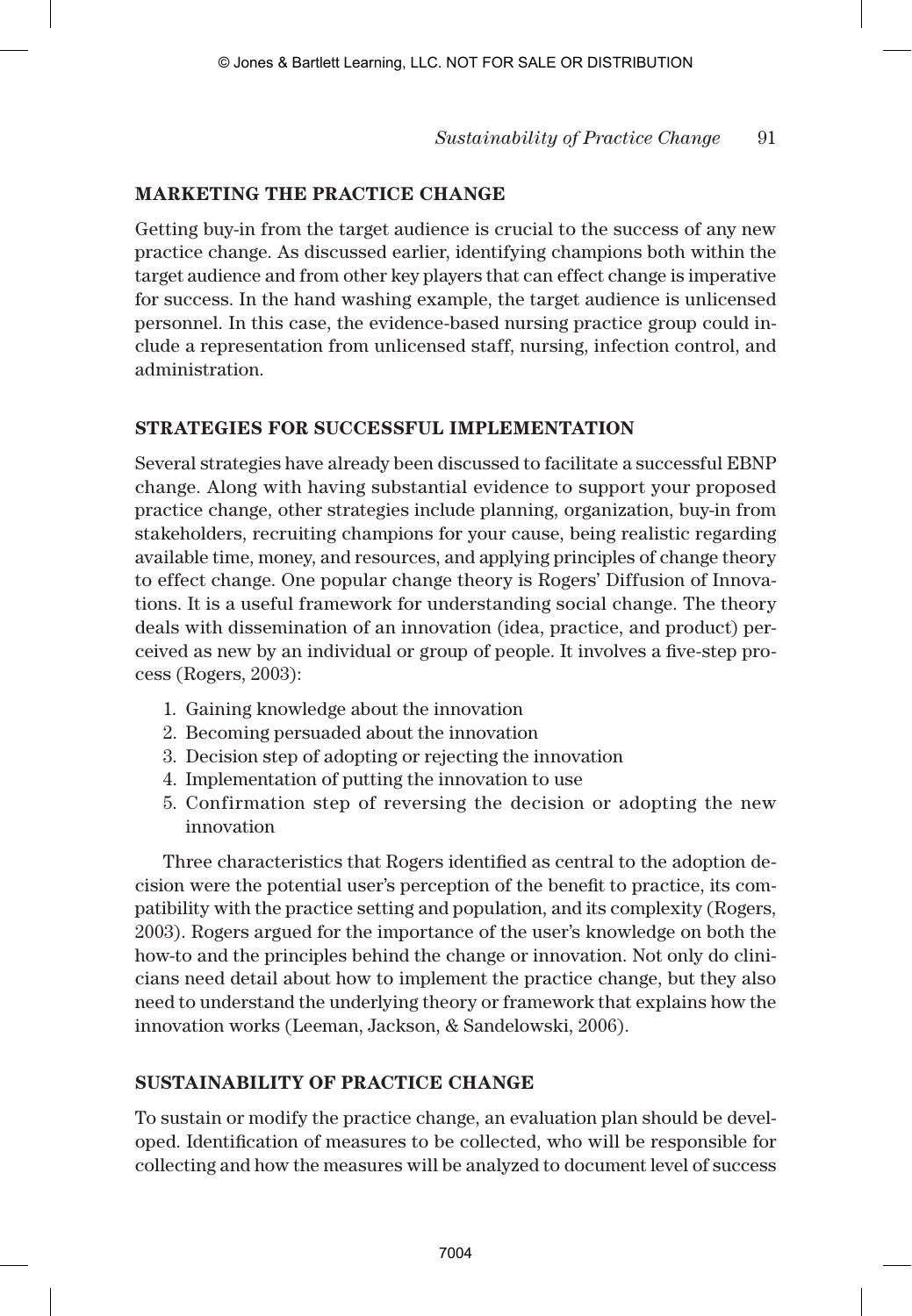## MARKETING THE PRACTICE CHANGE

Getting buy-in from the target audience is crucial to the success of any new practice change. As discussed earlier, identifying champions both within the target audience and from other key players that can effect change is imperative for success. In the hand washing example, the target audience is unlicensed personnel. In this case, the evidence-based nursing practice group could include a representation from unlicensed staff, nursing, infection control, and administration.

## STRATEGIES FOR SUCCESSFUL IMPLEMENTATION

Several strategies have already been discussed to facilitate a successful EBNP change. Along with having substantial evidence to support your proposed practice change, other strategies include planning, organization, buy-in from stakeholders, recruiting champions for your cause, being realistic regarding available time, money, and resources, and applying principles of change theory to effect change. One popular change theory is Rogers' Diffusion of Innovations. It is a useful framework for understanding social change. The theory deals with dissemination of an innovation (idea, practice, and product) perceived as new by an individual or group of people. It involves a five-step process (Rogers, 2003):

1. Gaining knowledge about the innovation
2. Becoming persuaded about the innovation
3. Decision step of adopting or rejecting the innovation
4. Implementation of putting the innovation to use
5. Confirmation step of reversing the decision or adopting the new innovation

Three characteristics that Rogers identified as central to the adoption decision were the potential user's perception of the benefit to practice, its compatibility with the practice setting and population, and its complexity (Rogers, 2003). Rogers argued for the importance of the user's knowledge on both the how-to and the principles behind the change or innovation. Not only do clinicians need detail about how to implement the practice change, but they also need to understand the underlying theory or framework that explains how the innovation works (Leeman, Jackson, & Sandelowski, 2006).

## SUSTAINABILITY OF PRACTICE CHANGE

To sustain or modify the practice change, an evaluation plan should be developed. Identification of measures to be collected, who will be responsible for collecting and how the measures will be analyzed to document level of success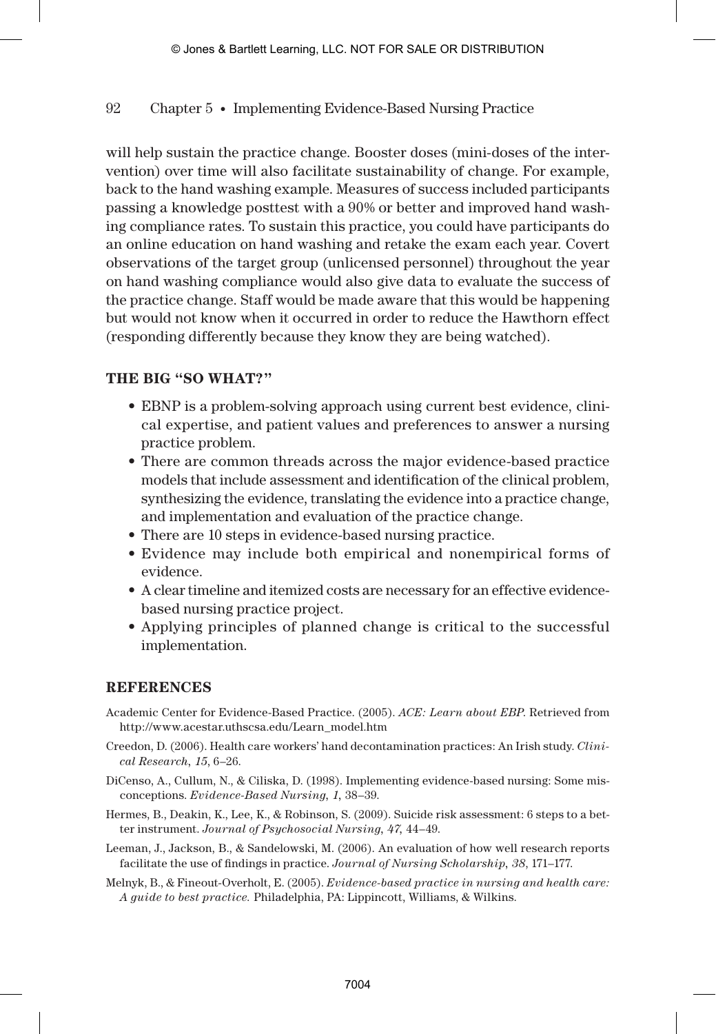will help sustain the practice change. Booster doses (mini-doses of the intervention) over time will also facilitate sustainability of change. For example, back to the hand washing example. Measures of success included participants passing a knowledge posttest with a 90% or better and improved hand washing compliance rates. To sustain this practice, you could have participants do an online education on hand washing and retake the exam each year. Covert observations of the target group (unlicensed personnel) throughout the year on hand washing compliance would also give data to evaluate the success of the practice change. Staff would be made aware that this would be happening but would not know when it occurred in order to reduce the Hawthorn effect (responding differently because they know they are being watched).

## THE BIG "SO WHAT?"

- EBNP is a problem-solving approach using current best evidence, clinical expertise, and patient values and preferences to answer a nursing practice problem.
- There are common threads across the major evidence-based practice models that include assessment and identification of the clinical problem, synthesizing the evidence, translating the evidence into a practice change, and implementation and evaluation of the practice change.
- There are 10 steps in evidence-based nursing practice.
- Evidence may include both empirical and nonempirical forms of evidence.
- A clear timeline and itemized costs are necessary for an effective evidence-based nursing practice project.
- Applying principles of planned change is critical to the successful implementation.

## REFERENCES

Academic Center for Evidence-Based Practice. (2005). *ACE: Learn about EBP*. Retrieved from http://www.acestar.uthscsa.edu/Learn_model.htm

Creedon, D. (2006). Health care workers' hand decontamination practices: An Irish study. *Clinical Research*, *15*, 6–26.

DiCenso, A., Cullum, N., & Ciliska, D. (1998). Implementing evidence-based nursing: Some misconceptions. *Evidence-Based Nursing*, *1*, 38–39.

Hermes, B., Deakin, K., Lee, K., & Robinson, S. (2009). Suicide risk assessment: 6 steps to a better instrument. *Journal of Psychosocial Nursing*, *47*, 44–49.

Leeman, J., Jackson, B., & Sandelowski, M. (2006). An evaluation of how well research reports facilitate the use of findings in practice. *Journal of Nursing Scholarship*, *38*, 171–177.

Melnyk, B., & Fineout-Overholt, E. (2005). *Evidence-based practice in nursing and health care: A guide to best practice.* Philadelphia, PA: Lippincott, Williams, & Wilkins.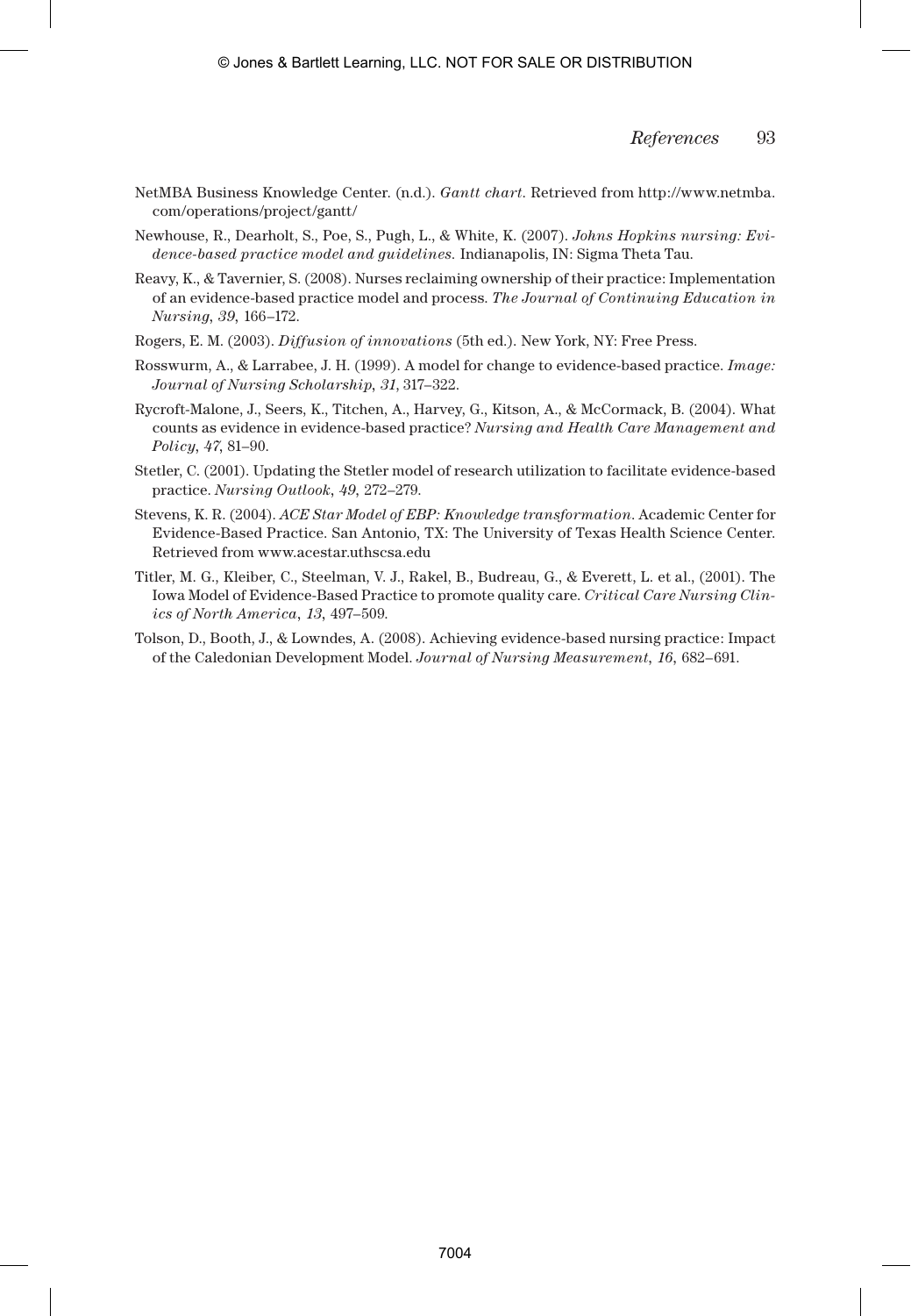NetMBA Business Knowledge Center. (n.d.). *Gantt chart*. Retrieved from http://www.netmba.com/operations/project/gantt/

Newhouse, R., Dearholt, S., Poe, S., Pugh, L., & White, K. (2007). *Johns Hopkins nursing: Evidence-based practice model and guidelines.* Indianapolis, IN: Sigma Theta Tau.

Reavy, K., & Tavernier, S. (2008). Nurses reclaiming ownership of their practice: Implementation of an evidence-based practice model and process. *The Journal of Continuing Education in Nursing*, *39*, 166–172.

Rogers, E. M. (2003). *Diffusion of innovations* (5th ed.). New York, NY: Free Press.

Rosswurm, A., & Larrabee, J. H. (1999). A model for change to evidence-based practice. *Image: Journal of Nursing Scholarship*, *31*, 317–322.

Rycroft-Malone, J., Seers, K., Titchen, A., Harvey, G., Kitson, A., & McCormack, B. (2004). What counts as evidence in evidence-based practice? *Nursing and Health Care Management and Policy*, *47*, 81–90.

Stetler, C. (2001). Updating the Stetler model of research utilization to facilitate evidence-based practice. *Nursing Outlook*, *49*, 272–279.

Stevens, K. R. (2004). *ACE Star Model of EBP: Knowledge transformation*. Academic Center for Evidence-Based Practice. San Antonio, TX: The University of Texas Health Science Center. Retrieved from www.acestar.uthscsa.edu

Titler, M. G., Kleiber, C., Steelman, V. J., Rakel, B., Budreau, G., & Everett, L. et al., (2001). The Iowa Model of Evidence-Based Practice to promote quality care. *Critical Care Nursing Clinics of North America*, *13*, 497–509.

Tolson, D., Booth, J., & Lowndes, A. (2008). Achieving evidence-based nursing practice: Impact of the Caledonian Development Model. *Journal of Nursing Measurement*, *16*, 682–691.